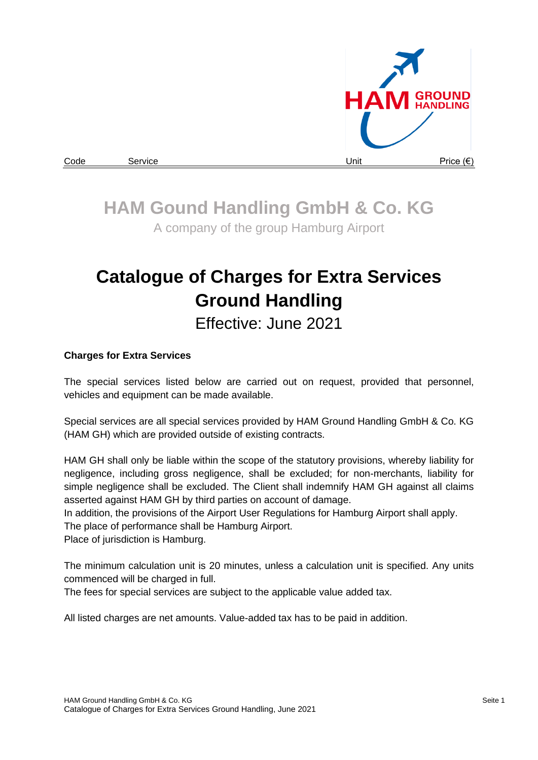| Code | Service | Unit | Price (€) |
|---|---|---|---|

# HAM Gound Handling GmbH & Co. KG

A company of the group Hamburg Airport

# Catalogue of Charges for Extra Services Ground Handling

Effective: June 2021

**Charges for Extra Services**

The special services listed below are carried out on request, provided that personnel, vehicles and equipment can be made available.

Special services are all special services provided by HAM Ground Handling GmbH & Co. KG (HAM GH) which are provided outside of existing contracts.

HAM GH shall only be liable within the scope of the statutory provisions, whereby liability for negligence, including gross negligence, shall be excluded; for non-merchants, liability for simple negligence shall be excluded. The Client shall indemnify HAM GH against all claims asserted against HAM GH by third parties on account of damage.
In addition, the provisions of the Airport User Regulations for Hamburg Airport shall apply.
The place of performance shall be Hamburg Airport.
Place of jurisdiction is Hamburg.

The minimum calculation unit is 20 minutes, unless a calculation unit is specified. Any units commenced will be charged in full.
The fees for special services are subject to the applicable value added tax.

All listed charges are net amounts. Value-added tax has to be paid in addition.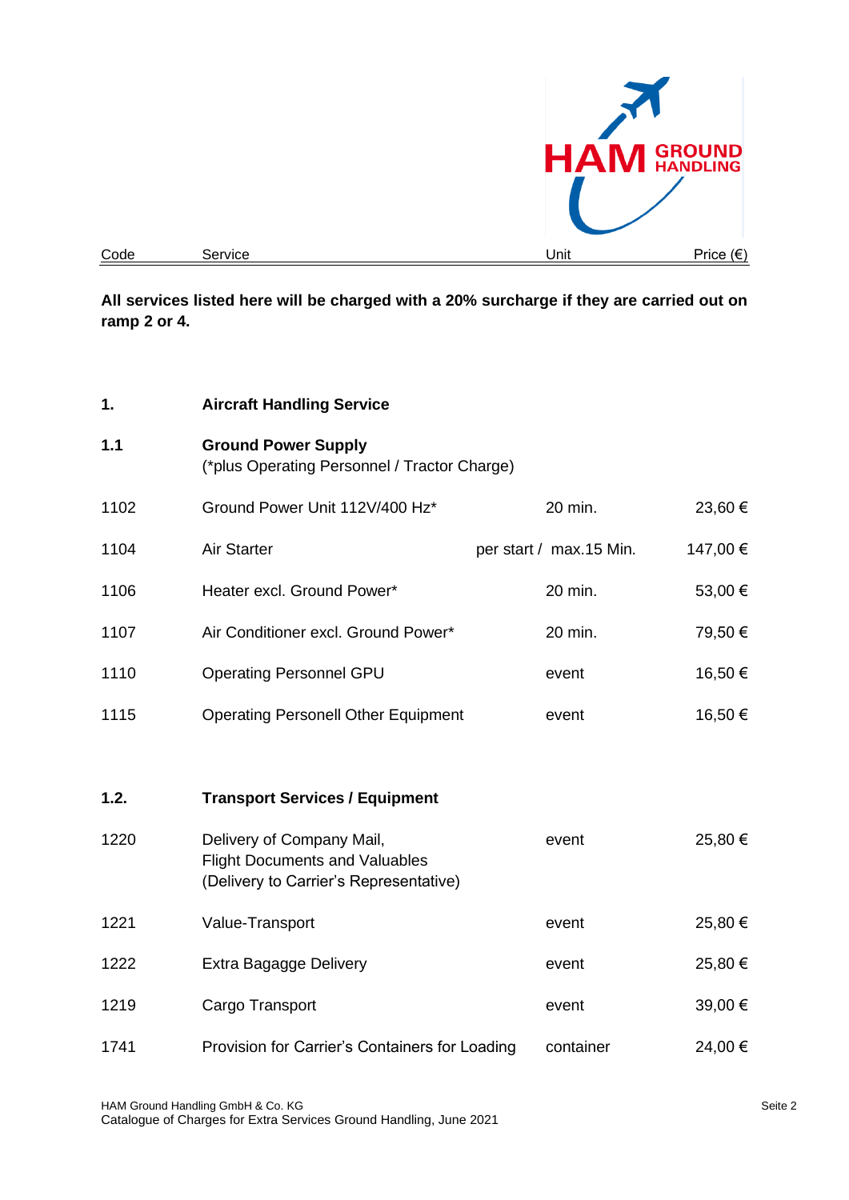| Code | Service | Unit | Price (€) |
|---|---|---|---|

**All services listed here will be charged with a 20% surcharge if they are carried out on ramp 2 or 4.**

## 1. Aircraft Handling Service

### 1.1 Ground Power Supply

(*plus Operating Personnel / Tractor Charge)

| Code | Service | Unit | Price (€) |
|---|---|---|---|
| 1102 | Ground Power Unit 112V/400 Hz* | 20 min. | 23,60 € |
| 1104 | Air Starter | per start / max.15 Min. | 147,00 € |
| 1106 | Heater excl. Ground Power* | 20 min. | 53,00 € |
| 1107 | Air Conditioner excl. Ground Power* | 20 min. | 79,50 € |
| 1110 | Operating Personnel GPU | event | 16,50 € |
| 1115 | Operating Personell Other Equipment | event | 16,50 € |

### 1.2. Transport Services / Equipment

| Code | Service | Unit | Price (€) |
|---|---|---|---|
| 1220 | Delivery of Company Mail, Flight Documents and Valuables (Delivery to Carrier's Representative) | event | 25,80 € |
| 1221 | Value-Transport | event | 25,80 € |
| 1222 | Extra Bagagge Delivery | event | 25,80 € |
| 1219 | Cargo Transport | event | 39,00 € |
| 1741 | Provision for Carrier's Containers for Loading | container | 24,00 € |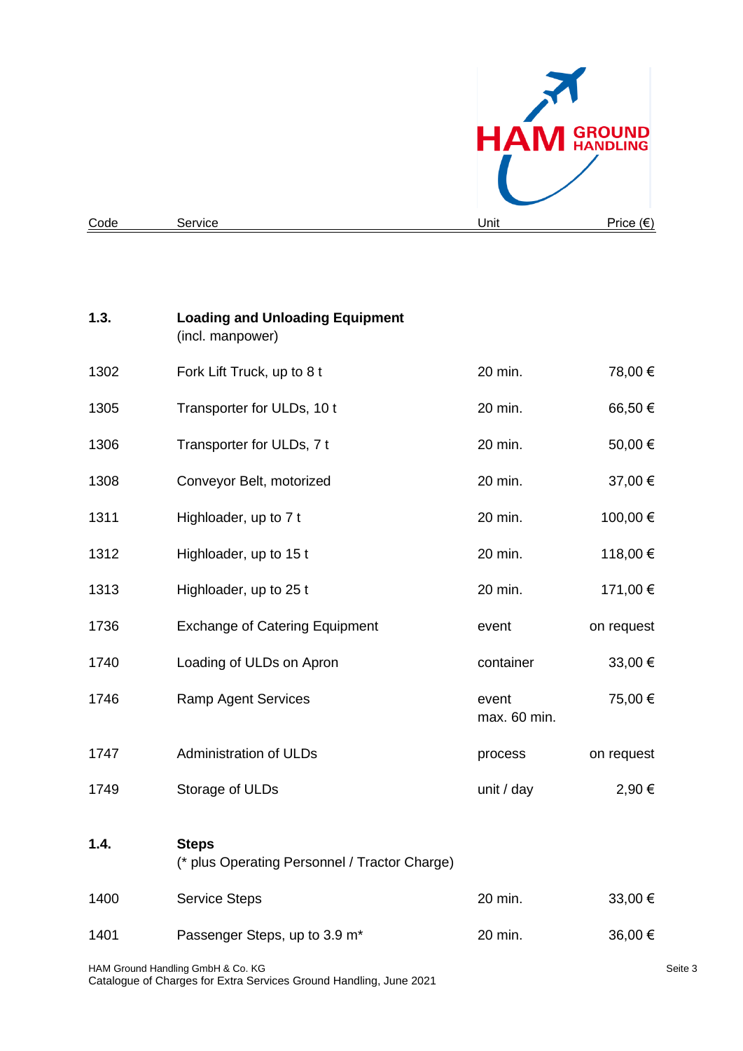| Code | Service | Unit | Price (€) |
|---|---|---|---|
| **1.3.** | **Loading and Unloading Equipment** (incl. manpower) | | |
| 1302 | Fork Lift Truck, up to 8 t | 20 min. | 78,00 € |
| 1305 | Transporter for ULDs, 10 t | 20 min. | 66,50 € |
| 1306 | Transporter for ULDs, 7 t | 20 min. | 50,00 € |
| 1308 | Conveyor Belt, motorized | 20 min. | 37,00 € |
| 1311 | Highloader, up to 7 t | 20 min. | 100,00 € |
| 1312 | Highloader, up to 15 t | 20 min. | 118,00 € |
| 1313 | Highloader, up to 25 t | 20 min. | 171,00 € |
| 1736 | Exchange of Catering Equipment | event | on request |
| 1740 | Loading of ULDs on Apron | container | 33,00 € |
| 1746 | Ramp Agent Services | event max. 60 min. | 75,00 € |
| 1747 | Administration of ULDs | process | on request |
| 1749 | Storage of ULDs | unit / day | 2,90 € |
| **1.4.** | **Steps** (* plus Operating Personnel / Tractor Charge) | | |
| 1400 | Service Steps | 20 min. | 33,00 € |
| 1401 | Passenger Steps, up to 3.9 m* | 20 min. | 36,00 € |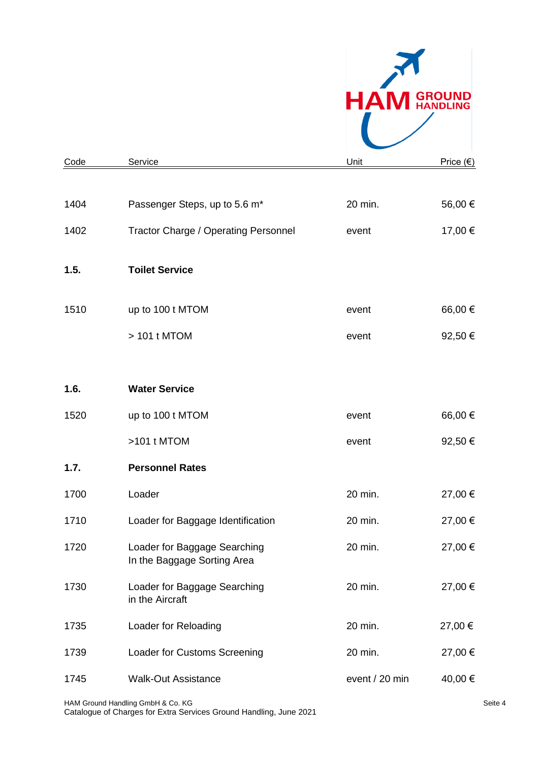| Code | Service | Unit | Price (€) |
|---|---|---|---|
| 1404 | Passenger Steps, up to 5.6 m* | 20 min. | 56,00 € |
| 1402 | Tractor Charge / Operating Personnel | event | 17,00 € |
| **1.5.** | **Toilet Service** | | |
| 1510 | up to 100 t MTOM | event | 66,00 € |
| | > 101 t MTOM | event | 92,50 € |
| **1.6.** | **Water Service** | | |
| 1520 | up to 100 t MTOM | event | 66,00 € |
| | >101 t MTOM | event | 92,50 € |
| **1.7.** | **Personnel Rates** | | |
| 1700 | Loader | 20 min. | 27,00 € |
| 1710 | Loader for Baggage Identification | 20 min. | 27,00 € |
| 1720 | Loader for Baggage Searching In the Baggage Sorting Area | 20 min. | 27,00 € |
| 1730 | Loader for Baggage Searching in the Aircraft | 20 min. | 27,00 € |
| 1735 | Loader for Reloading | 20 min. | 27,00 € |
| 1739 | Loader for Customs Screening | 20 min. | 27,00 € |
| 1745 | Walk-Out Assistance | event / 20 min | 40,00 € |

HAM Ground Handling GmbH & Co. KG
Catalogue of Charges for Extra Services Ground Handling, June 2021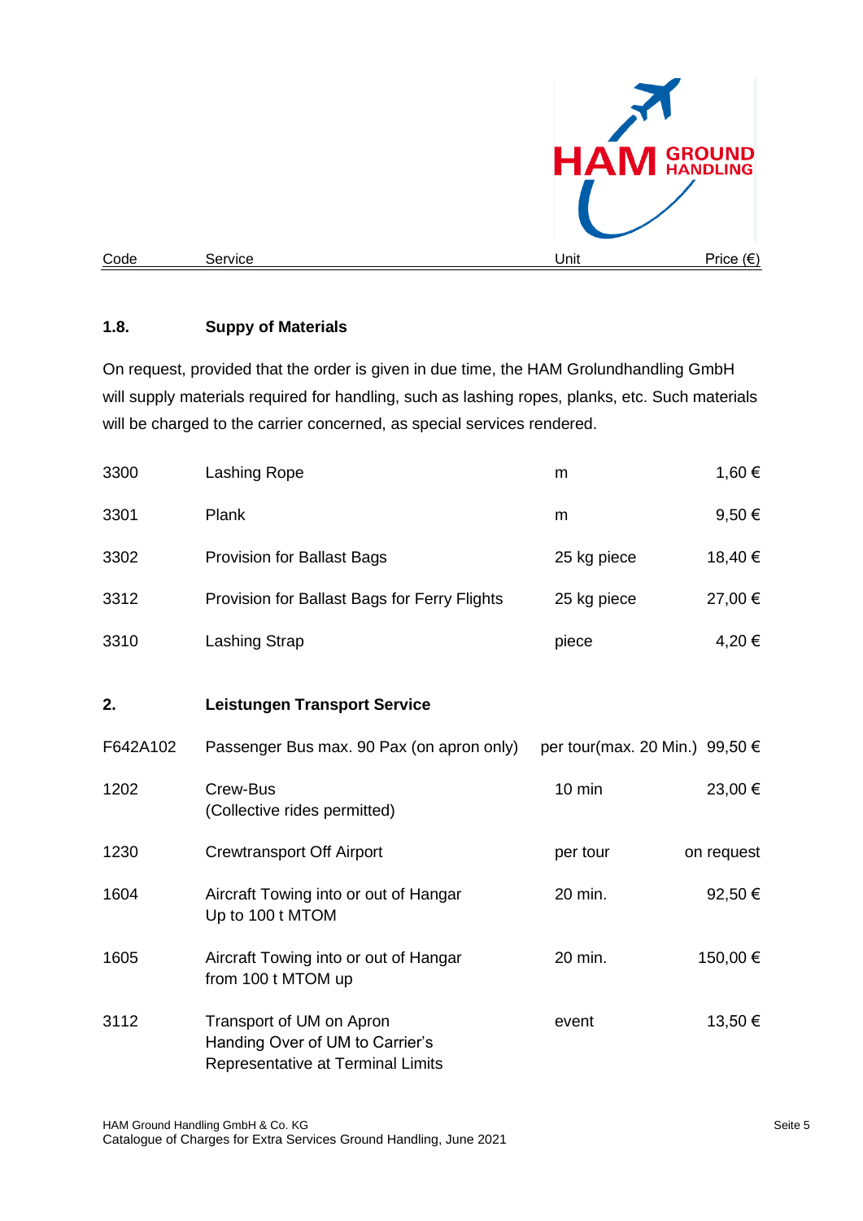| Code | Service | Unit | Price (€) |
|---|---|---|---|

### 1.8. Suppy of Materials

On request, provided that the order is given in due time, the HAM Grolundhandling GmbH will supply materials required for handling, such as lashing ropes, planks, etc. Such materials will be charged to the carrier concerned, as special services rendered.

| Code | Service | Unit | Price (€) |
|---|---|---|---|
| 3300 | Lashing Rope | m | 1,60 € |
| 3301 | Plank | m | 9,50 € |
| 3302 | Provision for Ballast Bags | 25 kg piece | 18,40 € |
| 3312 | Provision for Ballast Bags for Ferry Flights | 25 kg piece | 27,00 € |
| 3310 | Lashing Strap | piece | 4,20 € |

## 2. Leistungen Transport Service

| Code | Service | Unit | Price (€) |
|---|---|---|---|
| F642A102 | Passenger Bus max. 90 Pax (on apron only) | per tour(max. 20 Min.) | 99,50 € |
| 1202 | Crew-Bus (Collective rides permitted) | 10 min | 23,00 € |
| 1230 | Crewtransport Off Airport | per tour | on request |
| 1604 | Aircraft Towing into or out of Hangar Up to 100 t MTOM | 20 min. | 92,50 € |
| 1605 | Aircraft Towing into or out of Hangar from 100 t MTOM up | 20 min. | 150,00 € |
| 3112 | Transport of UM on Apron Handing Over of UM to Carrier's Representative at Terminal Limits | event | 13,50 € |

HAM Ground Handling GmbH & Co. KG
Catalogue of Charges for Extra Services Ground Handling, June 2021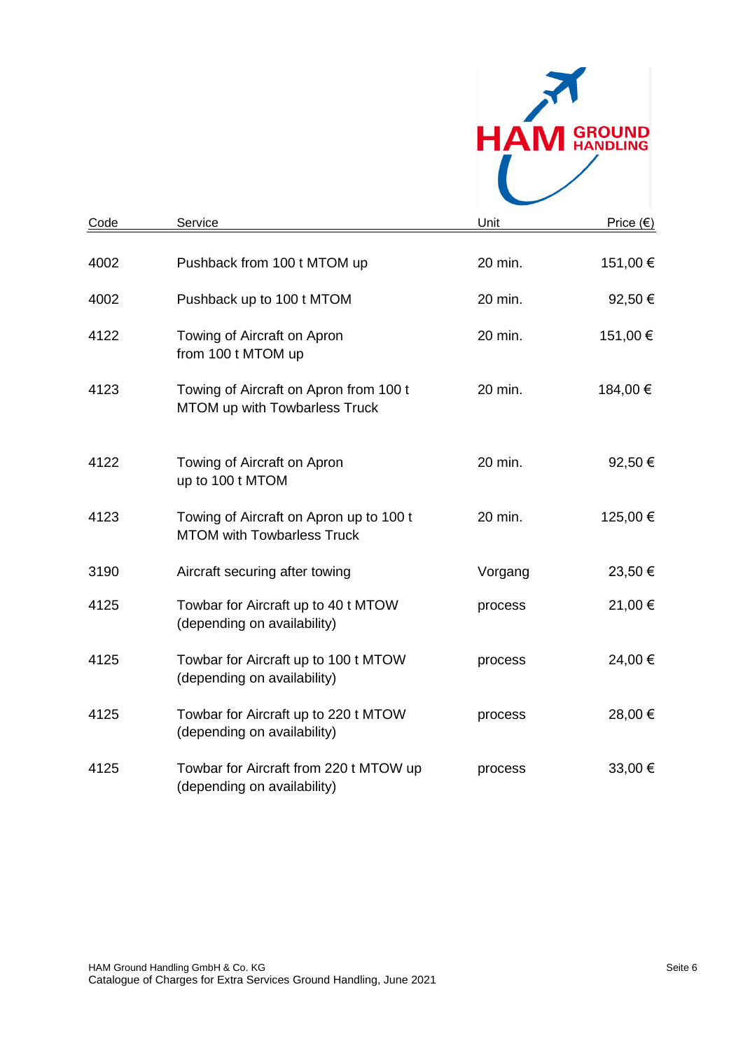| Code | Service | Unit | Price (€) |
|---|---|---|---|
| 4002 | Pushback from 100 t MTOM up | 20 min. | 151,00 € |
| 4002 | Pushback up to 100 t MTOM | 20 min. | 92,50 € |
| 4122 | Towing of Aircraft on Apron from 100 t MTOM up | 20 min. | 151,00 € |
| 4123 | Towing of Aircraft on Apron from 100 t MTOM up with Towbarless Truck | 20 min. | 184,00 € |
| 4122 | Towing of Aircraft on Apron up to 100 t MTOM | 20 min. | 92,50 € |
| 4123 | Towing of Aircraft on Apron up to 100 t MTOM with Towbarless Truck | 20 min. | 125,00 € |
| 3190 | Aircraft securing after towing | Vorgang | 23,50 € |
| 4125 | Towbar for Aircraft up to 40 t MTOW (depending on availability) | process | 21,00 € |
| 4125 | Towbar for Aircraft up to 100 t MTOW (depending on availability) | process | 24,00 € |
| 4125 | Towbar for Aircraft up to 220 t MTOW (depending on availability) | process | 28,00 € |
| 4125 | Towbar for Aircraft from 220 t MTOW up (depending on availability) | process | 33,00 € |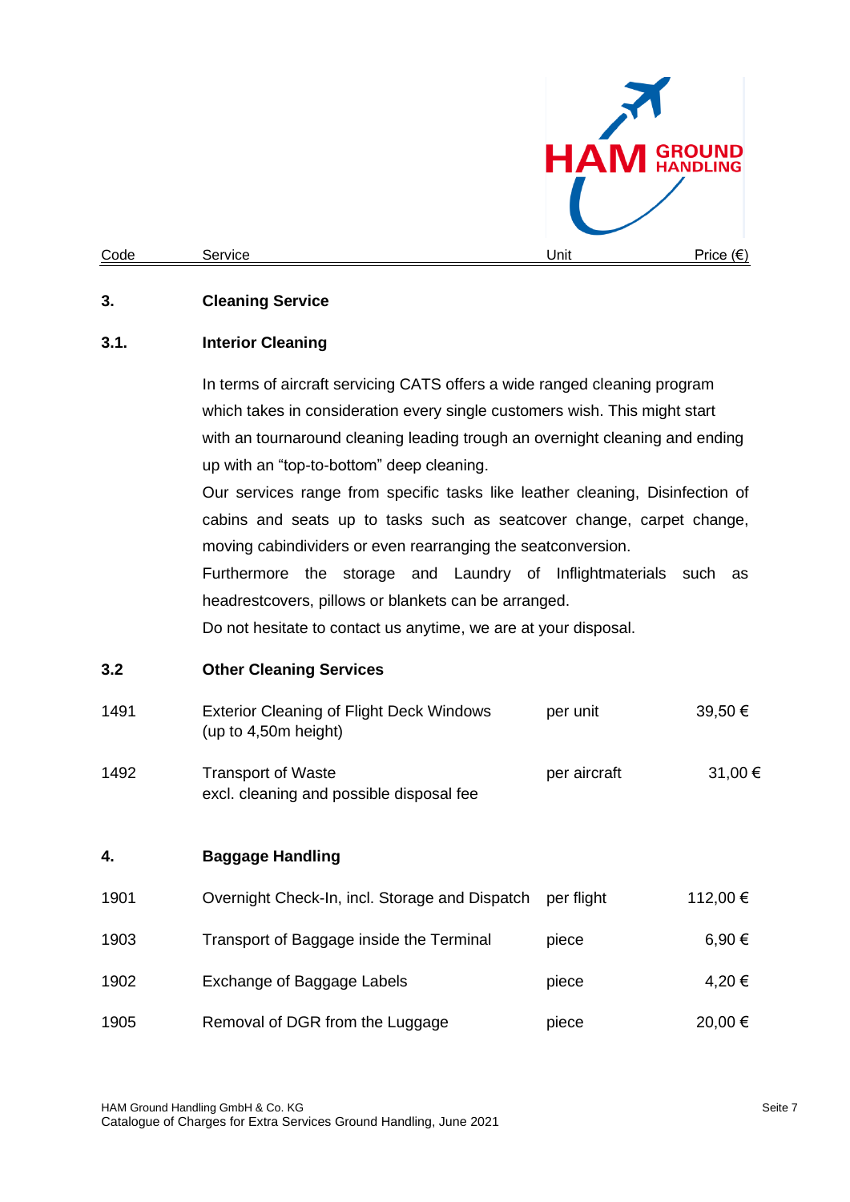| Code | Service | Unit | Price (€) |
|---|---|---|---|

## 3. Cleaning Service

### 3.1. Interior Cleaning

In terms of aircraft servicing CATS offers a wide ranged cleaning program which takes in consideration every single customers wish. This might start with an tournaround cleaning leading trough an overnight cleaning and ending up with an “top-to-bottom” deep cleaning.
Our services range from specific tasks like leather cleaning, Disinfection of cabins and seats up to tasks such as seatcover change, carpet change, moving cabindividers or even rearranging the seatconversion.
Furthermore the storage and Laundry of Inflightmaterials such as headrestcovers, pillows or blankets can be arranged.
Do not hesitate to contact us anytime, we are at your disposal.

### 3.2 Other Cleaning Services

| Code | Service | Unit | Price (€) |
|---|---|---|---|
| 1491 | Exterior Cleaning of Flight Deck Windows (up to 4,50m height) | per unit | 39,50 € |
| 1492 | Transport of Waste excl. cleaning and possible disposal fee | per aircraft | 31,00 € |

## 4. Baggage Handling

| Code | Service | Unit | Price (€) |
|---|---|---|---|
| 1901 | Overnight Check-In, incl. Storage and Dispatch | per flight | 112,00 € |
| 1903 | Transport of Baggage inside the Terminal | piece | 6,90 € |
| 1902 | Exchange of Baggage Labels | piece | 4,20 € |
| 1905 | Removal of DGR from the Luggage | piece | 20,00 € |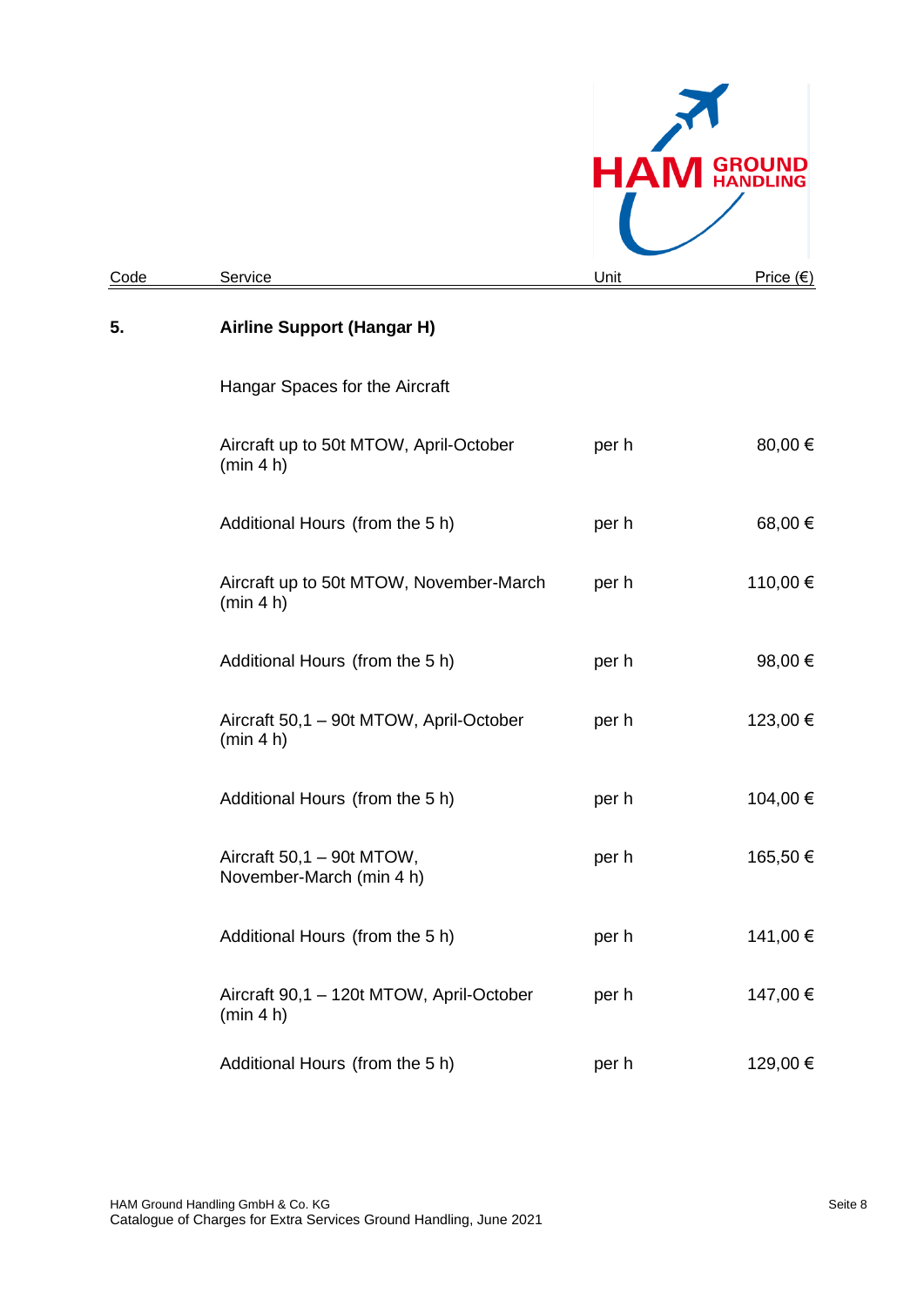| Code | Service | Unit | Price (€) |
|---|---|---|---|
| **5.** | **Airline Support (Hangar H)** | | |
| | Hangar Spaces for the Aircraft | | |
| | Aircraft up to 50t MTOW, April-October (min 4 h) | per h | 80,00 € |
| | Additional Hours (from the 5 h) | per h | 68,00 € |
| | Aircraft up to 50t MTOW, November-March (min 4 h) | per h | 110,00 € |
| | Additional Hours (from the 5 h) | per h | 98,00 € |
| | Aircraft 50,1 – 90t MTOW, April-October (min 4 h) | per h | 123,00 € |
| | Additional Hours (from the 5 h) | per h | 104,00 € |
| | Aircraft 50,1 – 90t MTOW, November-March (min 4 h) | per h | 165,50 € |
| | Additional Hours (from the 5 h) | per h | 141,00 € |
| | Aircraft 90,1 – 120t MTOW, April-October (min 4 h) | per h | 147,00 € |
| | Additional Hours (from the 5 h) | per h | 129,00 € |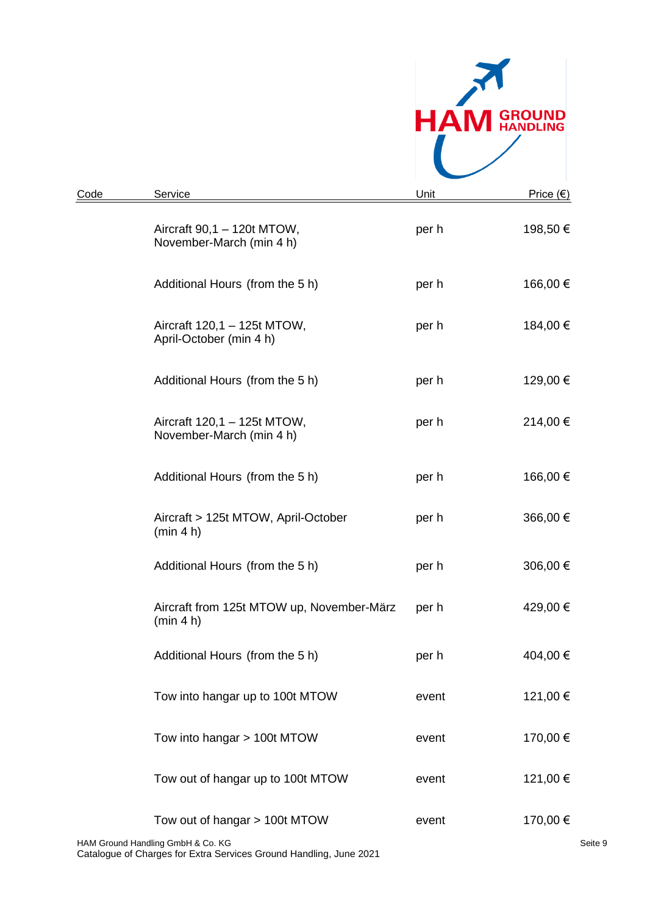| Code | Service | Unit | Price (€) |
|---|---|---|---|
| | Aircraft 90,1 – 120t MTOW, November-March (min 4 h) | per h | 198,50 € |
| | Additional Hours (from the 5 h) | per h | 166,00 € |
| | Aircraft 120,1 – 125t MTOW, April-October (min 4 h) | per h | 184,00 € |
| | Additional Hours (from the 5 h) | per h | 129,00 € |
| | Aircraft 120,1 – 125t MTOW, November-March (min 4 h) | per h | 214,00 € |
| | Additional Hours (from the 5 h) | per h | 166,00 € |
| | Aircraft > 125t MTOW, April-October (min 4 h) | per h | 366,00 € |
| | Additional Hours (from the 5 h) | per h | 306,00 € |
| | Aircraft from 125t MTOW up, November-März (min 4 h) | per h | 429,00 € |
| | Additional Hours (from the 5 h) | per h | 404,00 € |
| | Tow into hangar up to 100t MTOW | event | 121,00 € |
| | Tow into hangar > 100t MTOW | event | 170,00 € |
| | Tow out of hangar up to 100t MTOW | event | 121,00 € |
| | Tow out of hangar > 100t MTOW | event | 170,00 € |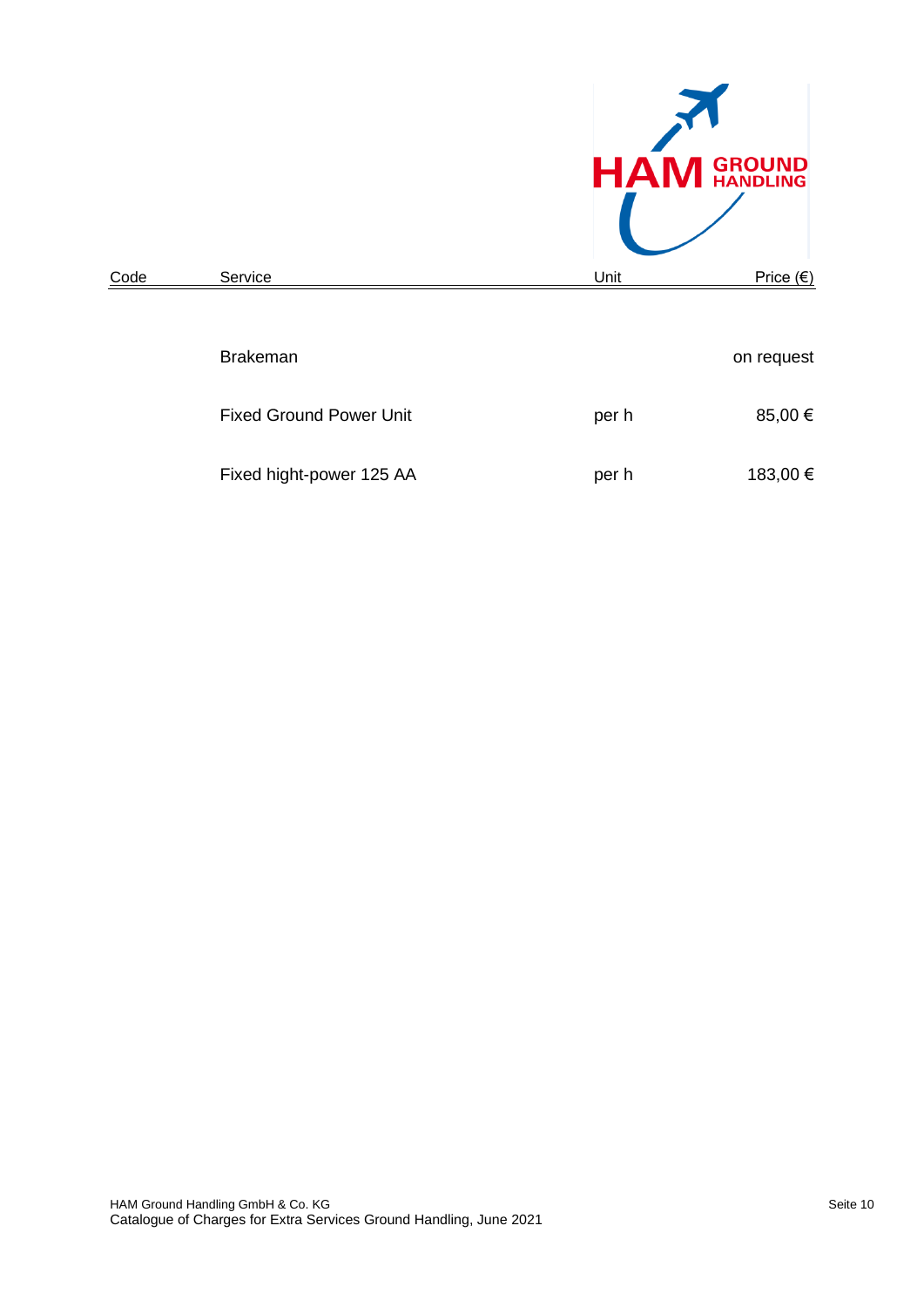| Code | Service | Unit | Price (€) |
|---|---|---|---|
| | Brakeman | | on request |
| | Fixed Ground Power Unit | per h | 85,00 € |
| | Fixed hight-power 125 AA | per h | 183,00 € |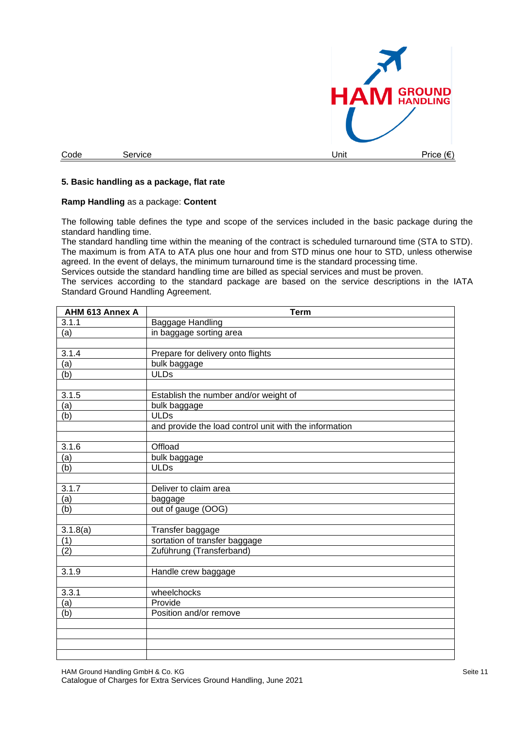| Code | Service | Unit | Price (€) |
|---|---|---|---|

**5. Basic handling as a package, flat rate**

**Ramp Handling** as a package: **Content**

The following table defines the type and scope of the services included in the basic package during the standard handling time.
The standard handling time within the meaning of the contract is scheduled turnaround time (STA to STD). The maximum is from ATA to ATA plus one hour and from STD minus one hour to STD, unless otherwise agreed. In the event of delays, the minimum turnaround time is the standard processing time.
Services outside the standard handling time are billed as special services and must be proven.
The services according to the standard package are based on the service descriptions in the IATA Standard Ground Handling Agreement.

| AHM 613 Annex A | Term |
|---|---|
| 3.1.1 | Baggage Handling |
| (a) | in baggage sorting area |
| | |
| 3.1.4 | Prepare for delivery onto flights |
| (a) | bulk baggage |
| (b) | ULDs |
| | |
| 3.1.5 | Establish the number and/or weight of |
| (a) | bulk baggage |
| (b) | ULDs |
| | and provide the load control unit with the information |
| | |
| 3.1.6 | Offload |
| (a) | bulk baggage |
| (b) | ULDs |
| | |
| 3.1.7 | Deliver to claim area |
| (a) | baggage |
| (b) | out of gauge (OOG) |
| | |
| 3.1.8(a) | Transfer baggage |
| (1) | sortation of transfer baggage |
| (2) | Zuführung (Transferband) |
| | |
| 3.1.9 | Handle crew baggage |
| | |
| 3.3.1 | wheelchocks |
| (a) | Provide |
| (b) | Position and/or remove |
| | |
| | |
| | |
| | |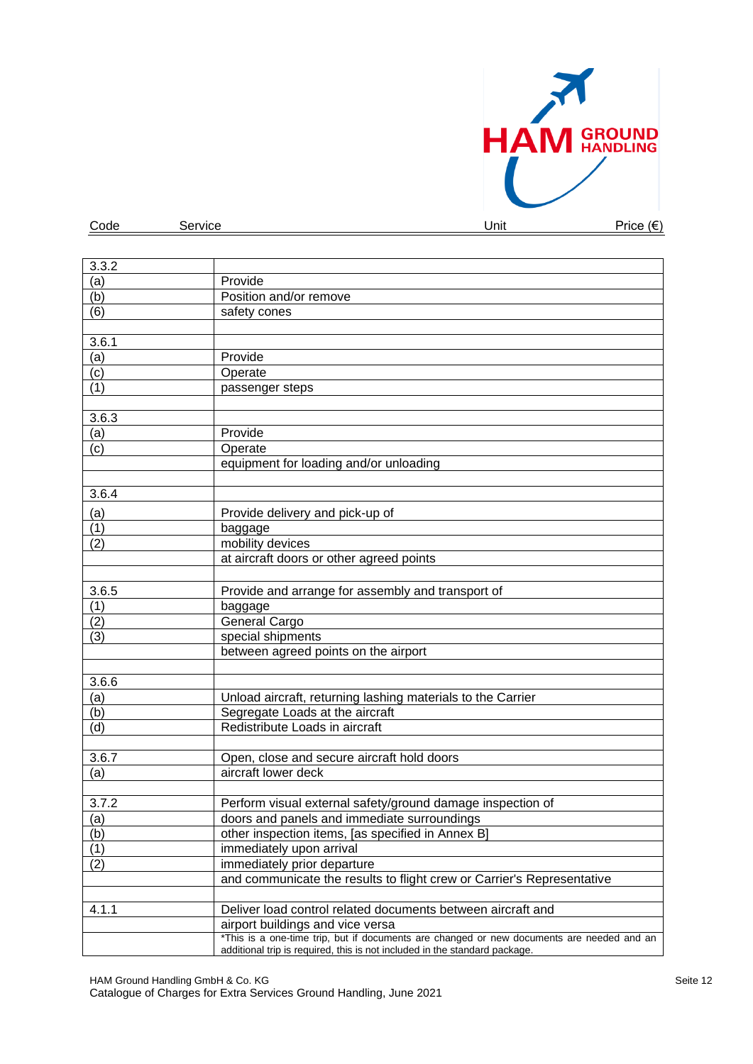| Code | Service | Unit | Price (€) |
|---|---|---|---|

| | |
|---|---|
| 3.3.2 | |
| (a) | Provide |
| (b) | Position and/or remove |
| (6) | safety cones |
| | |
| 3.6.1 | |
| (a) | Provide |
| (c) | Operate |
| (1) | passenger steps |
| | |
| 3.6.3 | |
| (a) | Provide |
| (c) | Operate |
| | equipment for loading and/or unloading |
| | |
| 3.6.4 | |
| (a) | Provide delivery and pick-up of |
| (1) | baggage |
| (2) | mobility devices |
| | at aircraft doors or other agreed points |
| | |
| 3.6.5 | Provide and arrange for assembly and transport of |
| (1) | baggage |
| (2) | General Cargo |
| (3) | special shipments |
| | between agreed points on the airport |
| | |
| 3.6.6 | |
| (a) | Unload aircraft, returning lashing materials to the Carrier |
| (b) | Segregate Loads at the aircraft |
| (d) | Redistribute Loads in aircraft |
| | |
| 3.6.7 | Open, close and secure aircraft hold doors |
| (a) | aircraft lower deck |
| | |
| 3.7.2 | Perform visual external safety/ground damage inspection of |
| (a) | doors and panels and immediate surroundings |
| (b) | other inspection items, [as specified in Annex B] |
| (1) | immediately upon arrival |
| (2) | immediately prior departure |
| | and communicate the results to flight crew or Carrier's Representative |
| | |
| 4.1.1 | Deliver load control related documents between aircraft and |
| | airport buildings and vice versa |
| | *This is a one-time trip, but if documents are changed or new documents are needed and an additional trip is required, this is not included in the standard package. |

HAM Ground Handling GmbH & Co. KG
Catalogue of Charges for Extra Services Ground Handling, June 2021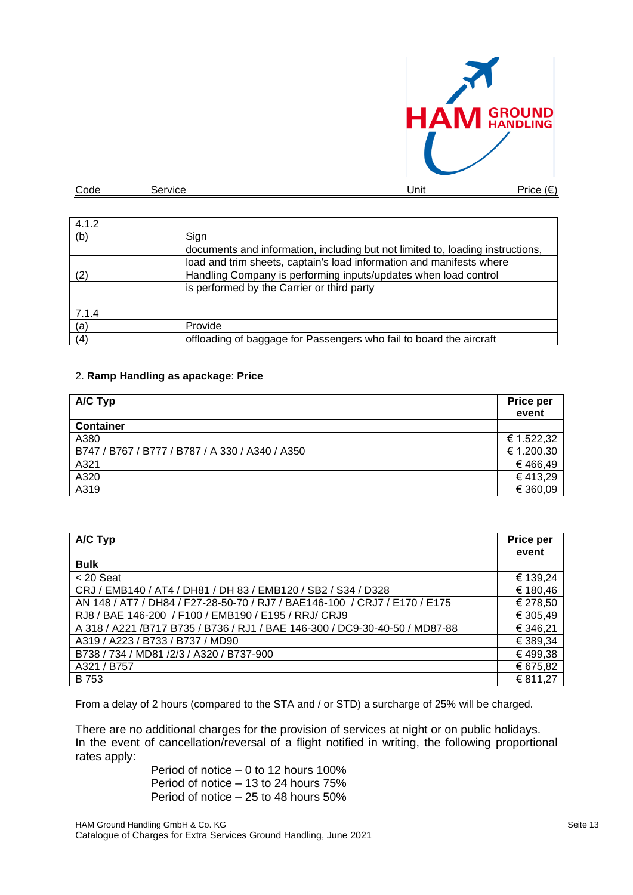| Code | Service | Unit | Price (€) |
|---|---|---|---|

| | |
|---|---|
| 4.1.2 | |
| (b) | Sign |
| | documents and information, including but not limited to, loading instructions, |
| | load and trim sheets, captain's load information and manifests where |
| (2) | Handling Company is performing inputs/updates when load control |
| | is performed by the Carrier or third party |
| | |
| 7.1.4 | |
| (a) | Provide |
| (4) | offloading of baggage for Passengers who fail to board the aircraft |

2. **Ramp Handling as apackage**: **Price**

| **A/C Typ** | **Price per event** |
|---|---|
| **Container** | |
| A380 | € 1.522,32 |
| B747 / B767 / B777 / B787 / A 330 / A340 / A350 | € 1.200.30 |
| A321 | € 466,49 |
| A320 | € 413,29 |
| A319 | € 360,09 |

| **A/C Typ** | **Price per event** |
|---|---|
| **Bulk** | |
| < 20 Seat | € 139,24 |
| CRJ / EMB140 / AT4 / DH81 / DH 83 / EMB120 / SB2 / S34 / D328 | € 180,46 |
| AN 148 / AT7 / DH84 / F27-28-50-70 / RJ7 / BAE146-100 / CRJ7 / E170 / E175 | € 278,50 |
| RJ8 / BAE 146-200 / F100 / EMB190 / E195 / RRJ/ CRJ9 | € 305,49 |
| A 318 / A221 /B717 B735 / B736 / RJ1 / BAE 146-300 / DC9-30-40-50 / MD87-88 | € 346,21 |
| A319 / A223 / B733 / B737 / MD90 | € 389,34 |
| B738 / 734 / MD81 /2/3 / A320 / B737-900 | € 499,38 |
| A321 / B757 | € 675,82 |
| B 753 | € 811,27 |

From a delay of 2 hours (compared to the STA and / or STD) a surcharge of 25% will be charged.

There are no additional charges for the provision of services at night or on public holidays.
In the event of cancellation/reversal of a flight notified in writing, the following proportional rates apply:

Period of notice – 0 to 12 hours 100%
Period of notice – 13 to 24 hours 75%
Period of notice – 25 to 48 hours 50%